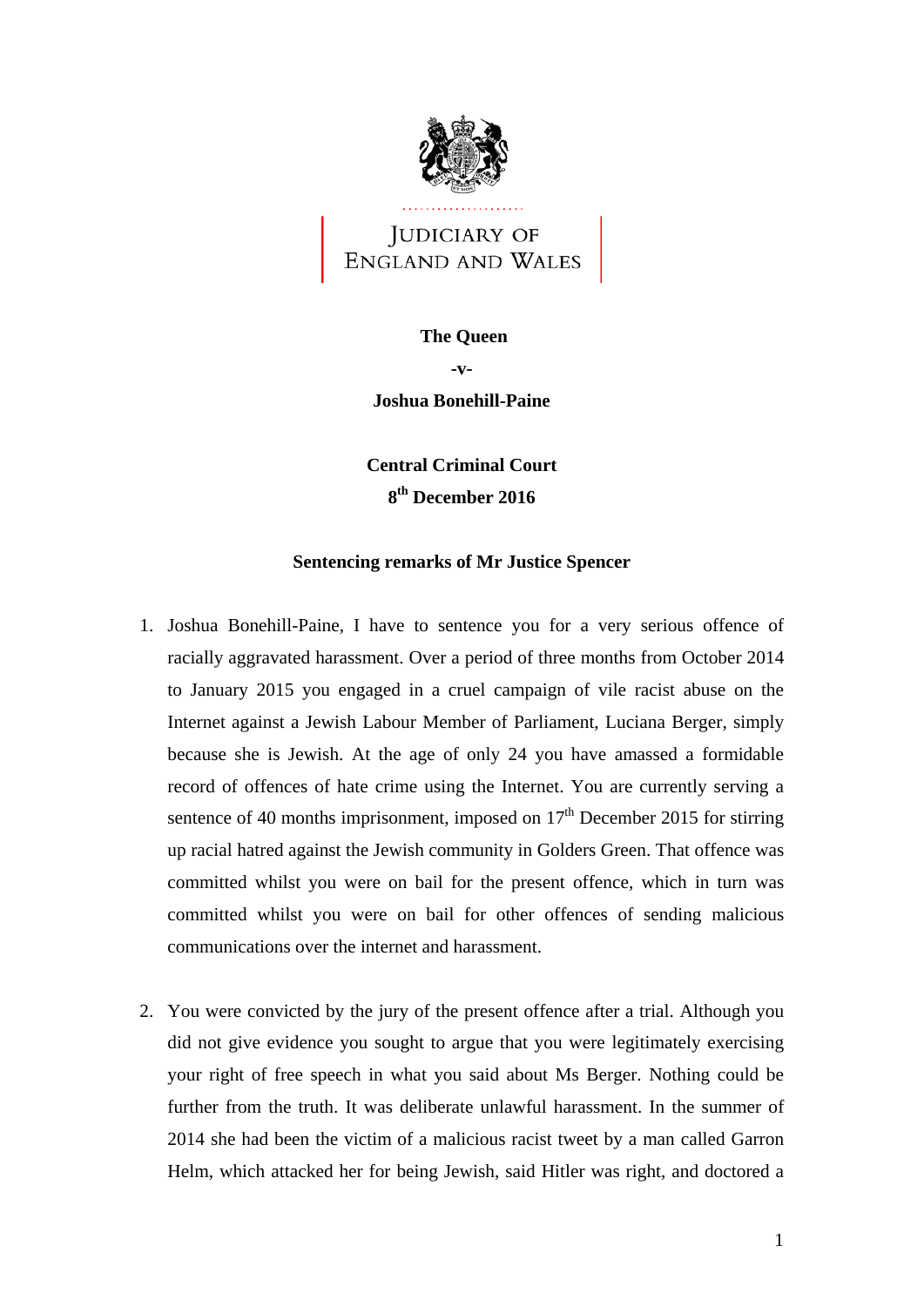Judiciary of England and Wales

**The Queen**

**-v-**

**Joshua Bonehill-Paine**

**Central Criminal Court**

**8th December 2016**

**Sentencing remarks of Mr Justice Spencer**

1. Joshua Bonehill-Paine, I have to sentence you for a very serious offence of racially aggravated harassment. Over a period of three months from October 2014 to January 2015 you engaged in a cruel campaign of vile racist abuse on the Internet against a Jewish Labour Member of Parliament, Luciana Berger, simply because she is Jewish. At the age of only 24 you have amassed a formidable record of offences of hate crime using the Internet. You are currently serving a sentence of 40 months imprisonment, imposed on 17th December 2015 for stirring up racial hatred against the Jewish community in Golders Green. That offence was committed whilst you were on bail for the present offence, which in turn was committed whilst you were on bail for other offences of sending malicious communications over the internet and harassment.

2. You were convicted by the jury of the present offence after a trial. Although you did not give evidence you sought to argue that you were legitimately exercising your right of free speech in what you said about Ms Berger. Nothing could be further from the truth. It was deliberate unlawful harassment. In the summer of 2014 she had been the victim of a malicious racist tweet by a man called Garron Helm, which attacked her for being Jewish, said Hitler was right, and doctored a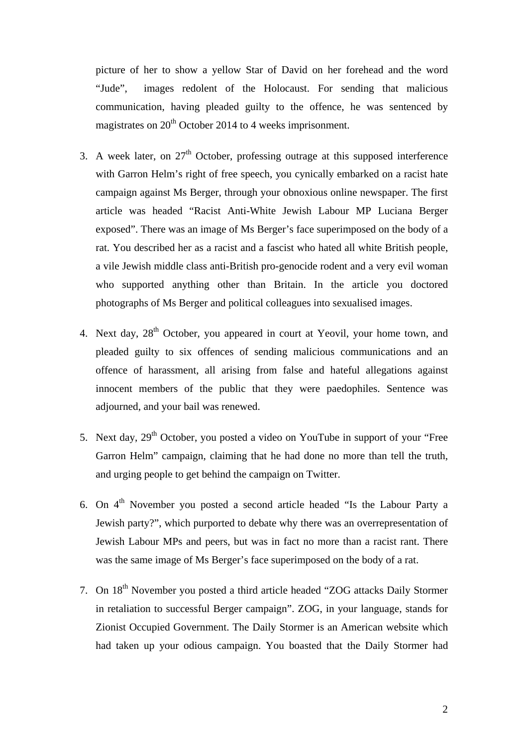picture of her to show a yellow Star of David on her forehead and the word "Jude", images redolent of the Holocaust. For sending that malicious communication, having pleaded guilty to the offence, he was sentenced by magistrates on 20th October 2014 to 4 weeks imprisonment.

3. A week later, on 27th October, professing outrage at this supposed interference with Garron Helm's right of free speech, you cynically embarked on a racist hate campaign against Ms Berger, through your obnoxious online newspaper. The first article was headed "Racist Anti-White Jewish Labour MP Luciana Berger exposed". There was an image of Ms Berger's face superimposed on the body of a rat. You described her as a racist and a fascist who hated all white British people, a vile Jewish middle class anti-British pro-genocide rodent and a very evil woman who supported anything other than Britain. In the article you doctored photographs of Ms Berger and political colleagues into sexualised images.

4. Next day, 28th October, you appeared in court at Yeovil, your home town, and pleaded guilty to six offences of sending malicious communications and an offence of harassment, all arising from false and hateful allegations against innocent members of the public that they were paedophiles. Sentence was adjourned, and your bail was renewed.

5. Next day, 29th October, you posted a video on YouTube in support of your "Free Garron Helm" campaign, claiming that he had done no more than tell the truth, and urging people to get behind the campaign on Twitter.

6. On 4th November you posted a second article headed "Is the Labour Party a Jewish party?", which purported to debate why there was an overrepresentation of Jewish Labour MPs and peers, but was in fact no more than a racist rant. There was the same image of Ms Berger's face superimposed on the body of a rat.

7. On 18th November you posted a third article headed "ZOG attacks Daily Stormer in retaliation to successful Berger campaign". ZOG, in your language, stands for Zionist Occupied Government. The Daily Stormer is an American website which had taken up your odious campaign. You boasted that the Daily Stormer had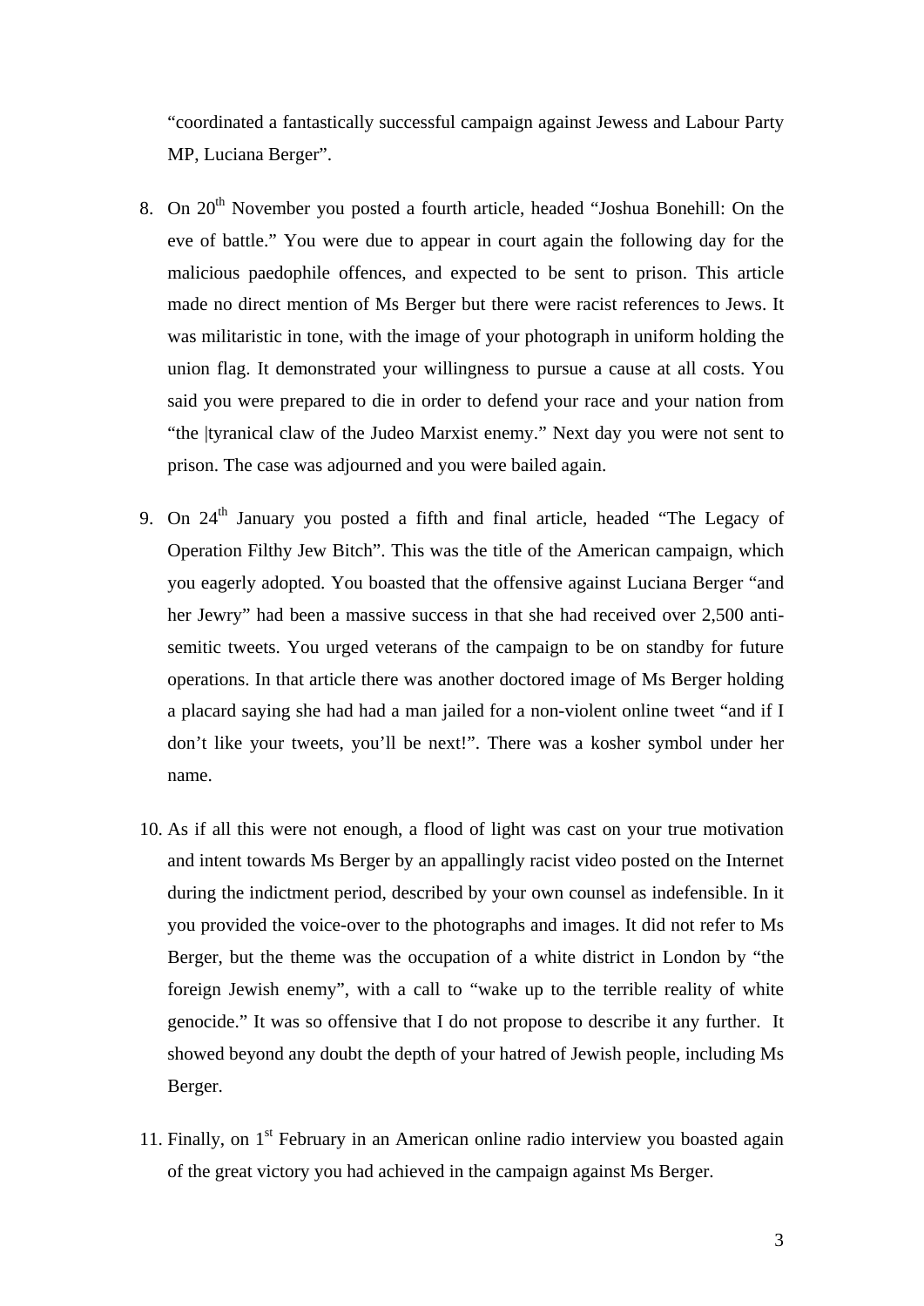"coordinated a fantastically successful campaign against Jewess and Labour Party MP, Luciana Berger".

8. On 20th November you posted a fourth article, headed "Joshua Bonehill: On the eve of battle." You were due to appear in court again the following day for the malicious paedophile offences, and expected to be sent to prison. This article made no direct mention of Ms Berger but there were racist references to Jews. It was militaristic in tone, with the image of your photograph in uniform holding the union flag. It demonstrated your willingness to pursue a cause at all costs. You said you were prepared to die in order to defend your race and your nation from "the |tyranical claw of the Judeo Marxist enemy." Next day you were not sent to prison. The case was adjourned and you were bailed again.

9. On 24th January you posted a fifth and final article, headed "The Legacy of Operation Filthy Jew Bitch". This was the title of the American campaign, which you eagerly adopted. You boasted that the offensive against Luciana Berger "and her Jewry" had been a massive success in that she had received over 2,500 anti-semitic tweets. You urged veterans of the campaign to be on standby for future operations. In that article there was another doctored image of Ms Berger holding a placard saying she had had a man jailed for a non-violent online tweet "and if I don't like your tweets, you'll be next!". There was a kosher symbol under her name.

10. As if all this were not enough, a flood of light was cast on your true motivation and intent towards Ms Berger by an appallingly racist video posted on the Internet during the indictment period, described by your own counsel as indefensible. In it you provided the voice-over to the photographs and images. It did not refer to Ms Berger, but the theme was the occupation of a white district in London by "the foreign Jewish enemy", with a call to "wake up to the terrible reality of white genocide." It was so offensive that I do not propose to describe it any further. It showed beyond any doubt the depth of your hatred of Jewish people, including Ms Berger.

11. Finally, on 1st February in an American online radio interview you boasted again of the great victory you had achieved in the campaign against Ms Berger.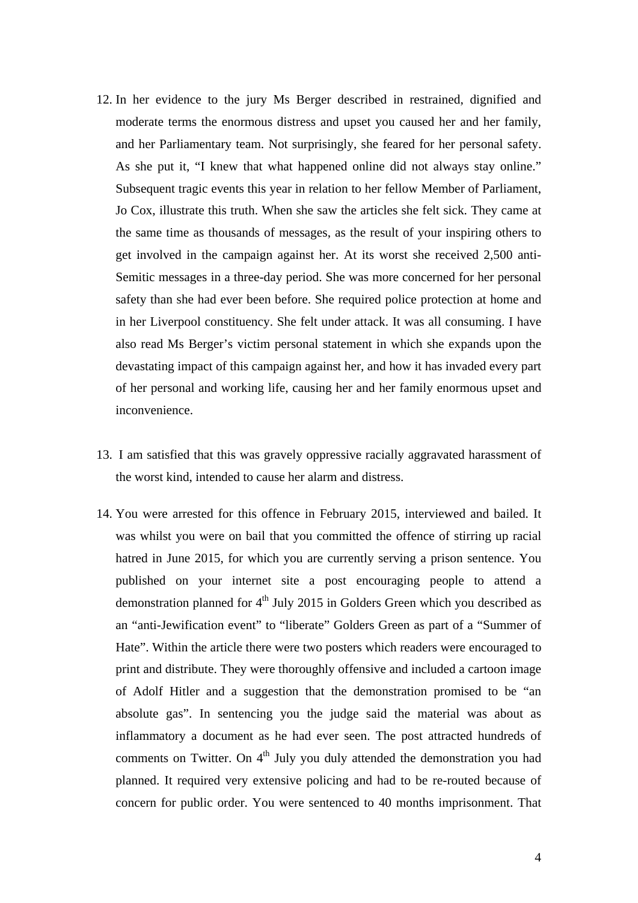12. In her evidence to the jury Ms Berger described in restrained, dignified and moderate terms the enormous distress and upset you caused her and her family, and her Parliamentary team. Not surprisingly, she feared for her personal safety. As she put it, "I knew that what happened online did not always stay online." Subsequent tragic events this year in relation to her fellow Member of Parliament, Jo Cox, illustrate this truth. When she saw the articles she felt sick. They came at the same time as thousands of messages, as the result of your inspiring others to get involved in the campaign against her. At its worst she received 2,500 anti-Semitic messages in a three-day period. She was more concerned for her personal safety than she had ever been before. She required police protection at home and in her Liverpool constituency. She felt under attack. It was all consuming. I have also read Ms Berger's victim personal statement in which she expands upon the devastating impact of this campaign against her, and how it has invaded every part of her personal and working life, causing her and her family enormous upset and inconvenience.

13. I am satisfied that this was gravely oppressive racially aggravated harassment of the worst kind, intended to cause her alarm and distress.

14. You were arrested for this offence in February 2015, interviewed and bailed. It was whilst you were on bail that you committed the offence of stirring up racial hatred in June 2015, for which you are currently serving a prison sentence. You published on your internet site a post encouraging people to attend a demonstration planned for 4th July 2015 in Golders Green which you described as an "anti-Jewification event" to "liberate" Golders Green as part of a "Summer of Hate". Within the article there were two posters which readers were encouraged to print and distribute. They were thoroughly offensive and included a cartoon image of Adolf Hitler and a suggestion that the demonstration promised to be "an absolute gas". In sentencing you the judge said the material was about as inflammatory a document as he had ever seen. The post attracted hundreds of comments on Twitter. On 4th July you duly attended the demonstration you had planned. It required very extensive policing and had to be re-routed because of concern for public order. You were sentenced to 40 months imprisonment. That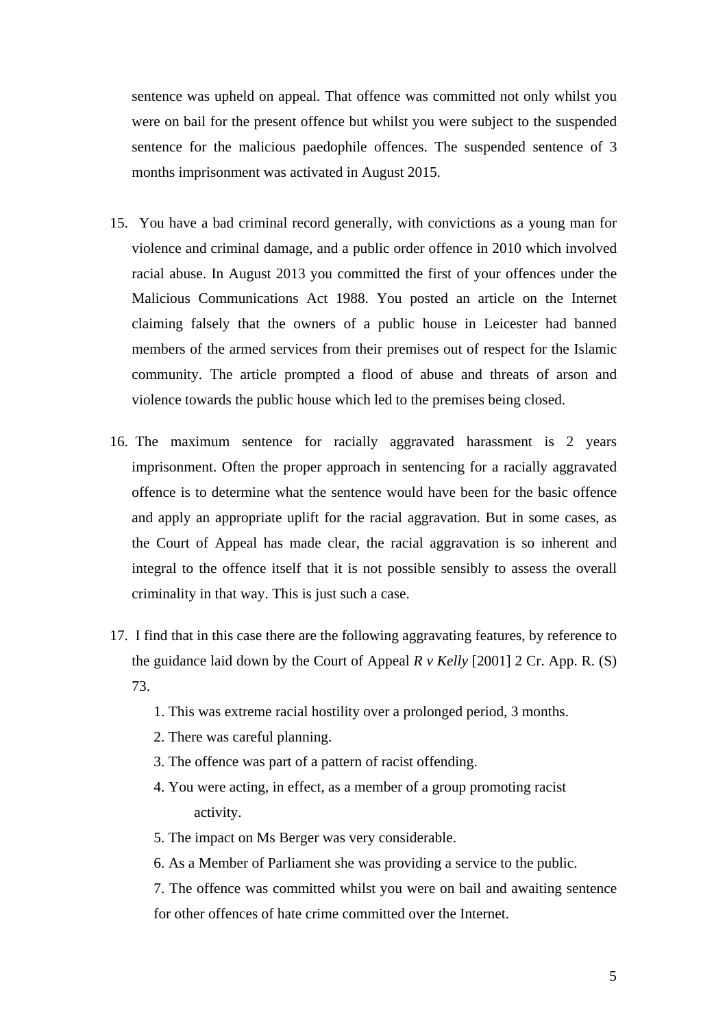sentence was upheld on appeal. That offence was committed not only whilst you were on bail for the present offence but whilst you were subject to the suspended sentence for the malicious paedophile offences. The suspended sentence of 3 months imprisonment was activated in August 2015.

15. You have a bad criminal record generally, with convictions as a young man for violence and criminal damage, and a public order offence in 2010 which involved racial abuse. In August 2013 you committed the first of your offences under the Malicious Communications Act 1988. You posted an article on the Internet claiming falsely that the owners of a public house in Leicester had banned members of the armed services from their premises out of respect for the Islamic community. The article prompted a flood of abuse and threats of arson and violence towards the public house which led to the premises being closed.

16. The maximum sentence for racially aggravated harassment is 2 years imprisonment. Often the proper approach in sentencing for a racially aggravated offence is to determine what the sentence would have been for the basic offence and apply an appropriate uplift for the racial aggravation. But in some cases, as the Court of Appeal has made clear, the racial aggravation is so inherent and integral to the offence itself that it is not possible sensibly to assess the overall criminality in that way. This is just such a case.

17. I find that in this case there are the following aggravating features, by reference to the guidance laid down by the Court of Appeal *R v Kelly* [2001] 2 Cr. App. R. (S) 73.

    1. This was extreme racial hostility over a prolonged period, 3 months.
    2. There was careful planning.
    3. The offence was part of a pattern of racist offending.
    4. You were acting, in effect, as a member of a group promoting racist activity.
    5. The impact on Ms Berger was very considerable.
    6. As a Member of Parliament she was providing a service to the public.
    7. The offence was committed whilst you were on bail and awaiting sentence for other offences of hate crime committed over the Internet.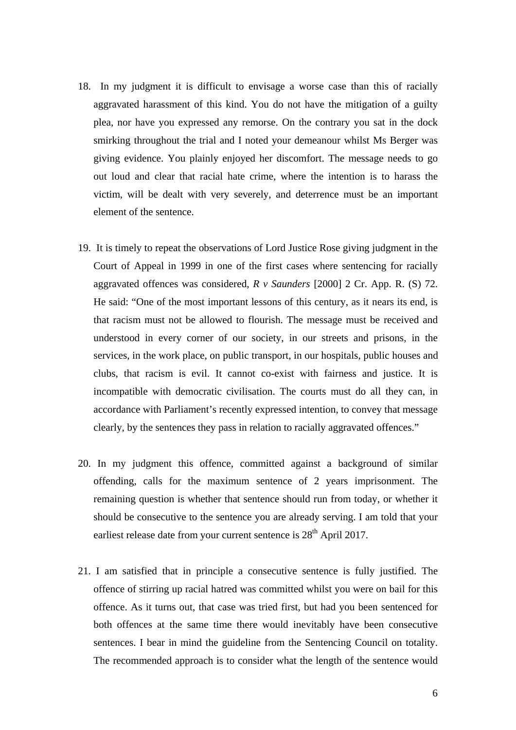18. In my judgment it is difficult to envisage a worse case than this of racially aggravated harassment of this kind. You do not have the mitigation of a guilty plea, nor have you expressed any remorse. On the contrary you sat in the dock smirking throughout the trial and I noted your demeanour whilst Ms Berger was giving evidence. You plainly enjoyed her discomfort. The message needs to go out loud and clear that racial hate crime, where the intention is to harass the victim, will be dealt with very severely, and deterrence must be an important element of the sentence.

19. It is timely to repeat the observations of Lord Justice Rose giving judgment in the Court of Appeal in 1999 in one of the first cases where sentencing for racially aggravated offences was considered, *R v Saunders* [2000] 2 Cr. App. R. (S) 72. He said: "One of the most important lessons of this century, as it nears its end, is that racism must not be allowed to flourish. The message must be received and understood in every corner of our society, in our streets and prisons, in the services, in the work place, on public transport, in our hospitals, public houses and clubs, that racism is evil. It cannot co-exist with fairness and justice. It is incompatible with democratic civilisation. The courts must do all they can, in accordance with Parliament's recently expressed intention, to convey that message clearly, by the sentences they pass in relation to racially aggravated offences."

20. In my judgment this offence, committed against a background of similar offending, calls for the maximum sentence of 2 years imprisonment. The remaining question is whether that sentence should run from today, or whether it should be consecutive to the sentence you are already serving. I am told that your earliest release date from your current sentence is 28th April 2017.

21. I am satisfied that in principle a consecutive sentence is fully justified. The offence of stirring up racial hatred was committed whilst you were on bail for this offence. As it turns out, that case was tried first, but had you been sentenced for both offences at the same time there would inevitably have been consecutive sentences. I bear in mind the guideline from the Sentencing Council on totality. The recommended approach is to consider what the length of the sentence would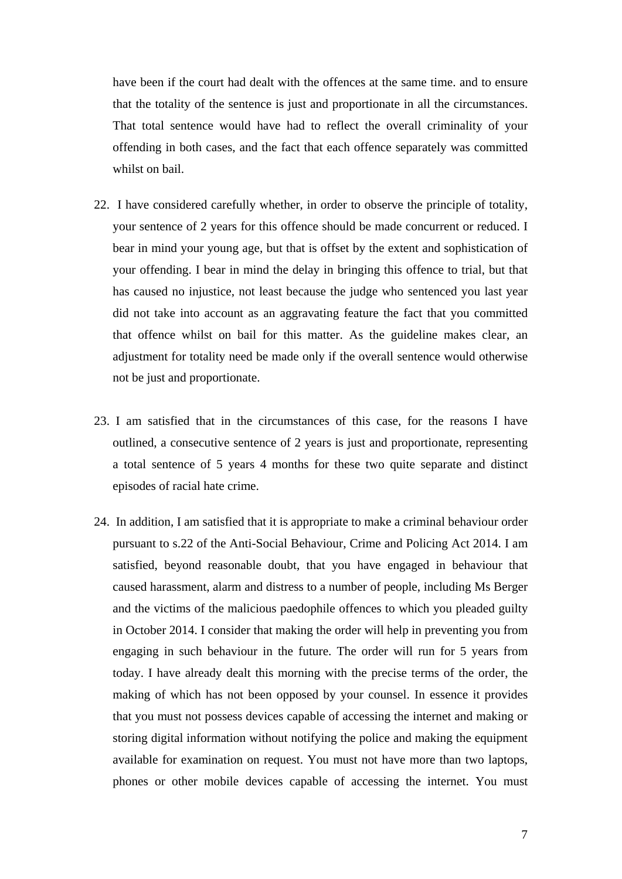have been if the court had dealt with the offences at the same time. and to ensure that the totality of the sentence is just and proportionate in all the circumstances. That total sentence would have had to reflect the overall criminality of your offending in both cases, and the fact that each offence separately was committed whilst on bail.

22. I have considered carefully whether, in order to observe the principle of totality, your sentence of 2 years for this offence should be made concurrent or reduced. I bear in mind your young age, but that is offset by the extent and sophistication of your offending. I bear in mind the delay in bringing this offence to trial, but that has caused no injustice, not least because the judge who sentenced you last year did not take into account as an aggravating feature the fact that you committed that offence whilst on bail for this matter. As the guideline makes clear, an adjustment for totality need be made only if the overall sentence would otherwise not be just and proportionate.

23. I am satisfied that in the circumstances of this case, for the reasons I have outlined, a consecutive sentence of 2 years is just and proportionate, representing a total sentence of 5 years 4 months for these two quite separate and distinct episodes of racial hate crime.

24. In addition, I am satisfied that it is appropriate to make a criminal behaviour order pursuant to s.22 of the Anti-Social Behaviour, Crime and Policing Act 2014. I am satisfied, beyond reasonable doubt, that you have engaged in behaviour that caused harassment, alarm and distress to a number of people, including Ms Berger and the victims of the malicious paedophile offences to which you pleaded guilty in October 2014. I consider that making the order will help in preventing you from engaging in such behaviour in the future. The order will run for 5 years from today. I have already dealt this morning with the precise terms of the order, the making of which has not been opposed by your counsel. In essence it provides that you must not possess devices capable of accessing the internet and making or storing digital information without notifying the police and making the equipment available for examination on request. You must not have more than two laptops, phones or other mobile devices capable of accessing the internet. You must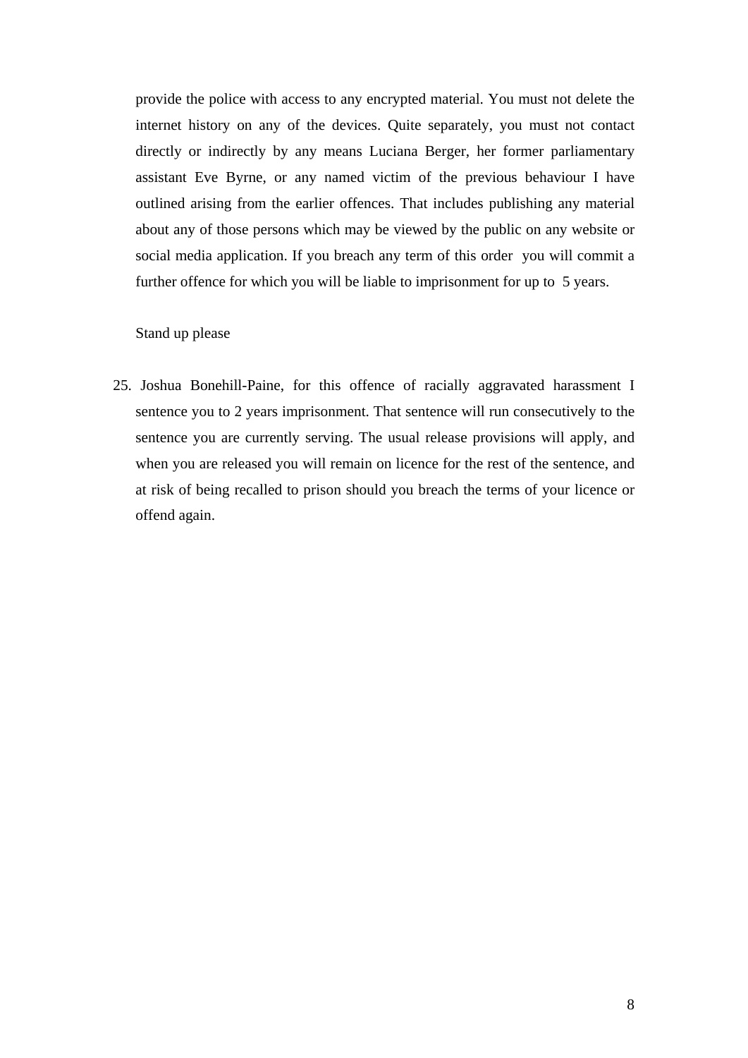provide the police with access to any encrypted material. You must not delete the internet history on any of the devices. Quite separately, you must not contact directly or indirectly by any means Luciana Berger, her former parliamentary assistant Eve Byrne, or any named victim of the previous behaviour I have outlined arising from the earlier offences. That includes publishing any material about any of those persons which may be viewed by the public on any website or social media application. If you breach any term of this order you will commit a further offence for which you will be liable to imprisonment for up to 5 years.

Stand up please

25. Joshua Bonehill-Paine, for this offence of racially aggravated harassment I sentence you to 2 years imprisonment. That sentence will run consecutively to the sentence you are currently serving. The usual release provisions will apply, and when you are released you will remain on licence for the rest of the sentence, and at risk of being recalled to prison should you breach the terms of your licence or offend again.